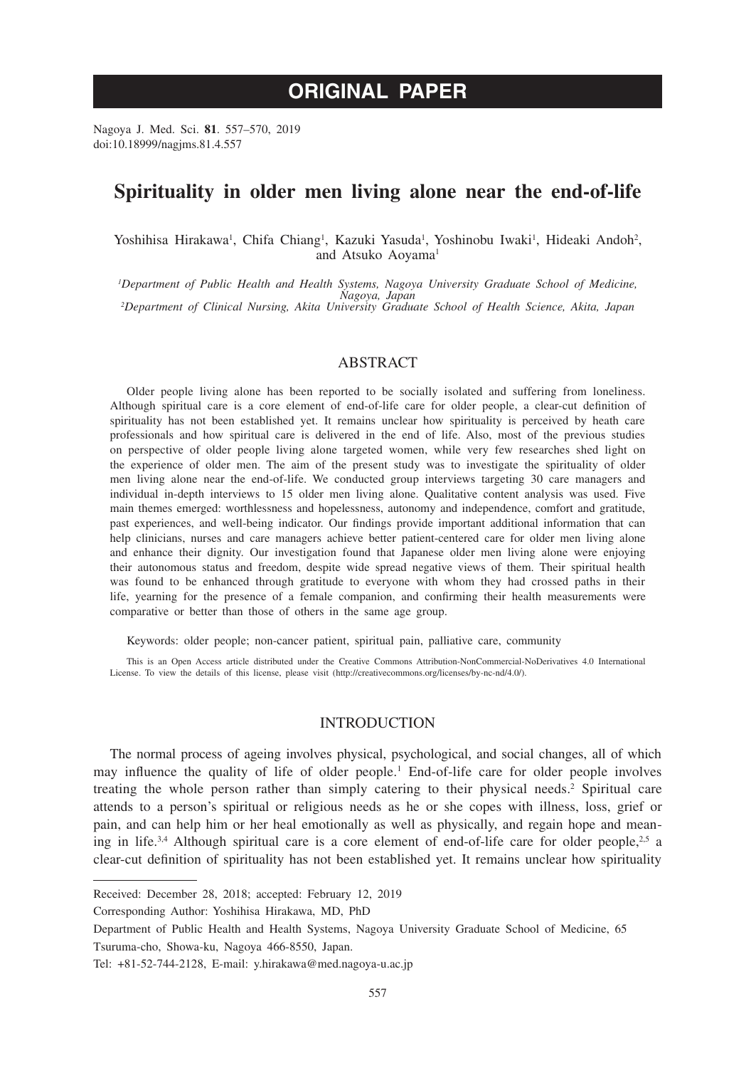# ORIGINAL PAPER

Nagoya J. Med. Sci. **81**. 557–570, 2019
doi:10.18999/nagjms.81.4.557

## Spirituality in older men living alone near the end-of-life

Yoshihisa Hirakawa[1], Chifa Chiang[1], Kazuki Yasuda[1], Yoshinobu Iwaki[1], Hideaki Andoh[2], and Atsuko Aoyama[1]

[1]*Department of Public Health and Health Systems, Nagoya University Graduate School of Medicine, Nagoya, Japan*
[2]*Department of Clinical Nursing, Akita University Graduate School of Health Science, Akita, Japan*

### ABSTRACT

Older people living alone has been reported to be socially isolated and suffering from loneliness. Although spiritual care is a core element of end-of-life care for older people, a clear-cut definition of spirituality has not been established yet. It remains unclear how spirituality is perceived by heath care professionals and how spiritual care is delivered in the end of life. Also, most of the previous studies on perspective of older people living alone targeted women, while very few researches shed light on the experience of older men. The aim of the present study was to investigate the spirituality of older men living alone near the end-of-life. We conducted group interviews targeting 30 care managers and individual in-depth interviews to 15 older men living alone. Qualitative content analysis was used. Five main themes emerged: worthlessness and hopelessness, autonomy and independence, comfort and gratitude, past experiences, and well-being indicator. Our findings provide important additional information that can help clinicians, nurses and care managers achieve better patient-centered care for older men living alone and enhance their dignity. Our investigation found that Japanese older men living alone were enjoying their autonomous status and freedom, despite wide spread negative views of them. Their spiritual health was found to be enhanced through gratitude to everyone with whom they had crossed paths in their life, yearning for the presence of a female companion, and confirming their health measurements were comparative or better than those of others in the same age group.

Keywords: older people; non-cancer patient, spiritual pain, palliative care, community

This is an Open Access article distributed under the Creative Commons Attribution-NonCommercial-NoDerivatives 4.0 International License. To view the details of this license, please visit (http://creativecommons.org/licenses/by-nc-nd/4.0/).

### INTRODUCTION

The normal process of ageing involves physical, psychological, and social changes, all of which may influence the quality of life of older people.[1] End-of-life care for older people involves treating the whole person rather than simply catering to their physical needs.[2] Spiritual care attends to a person's spiritual or religious needs as he or she copes with illness, loss, grief or pain, and can help him or her heal emotionally as well as physically, and regain hope and meaning in life.[3,4] Although spiritual care is a core element of end-of-life care for older people,[2,5] a clear-cut definition of spirituality has not been established yet. It remains unclear how spirituality

---

Received: December 28, 2018; accepted: February 12, 2019

Corresponding Author: Yoshihisa Hirakawa, MD, PhD

Department of Public Health and Health Systems, Nagoya University Graduate School of Medicine, 65 Tsuruma-cho, Showa-ku, Nagoya 466-8550, Japan.

Tel: +81-52-744-2128, E-mail: y.hirakawa@med.nagoya-u.ac.jp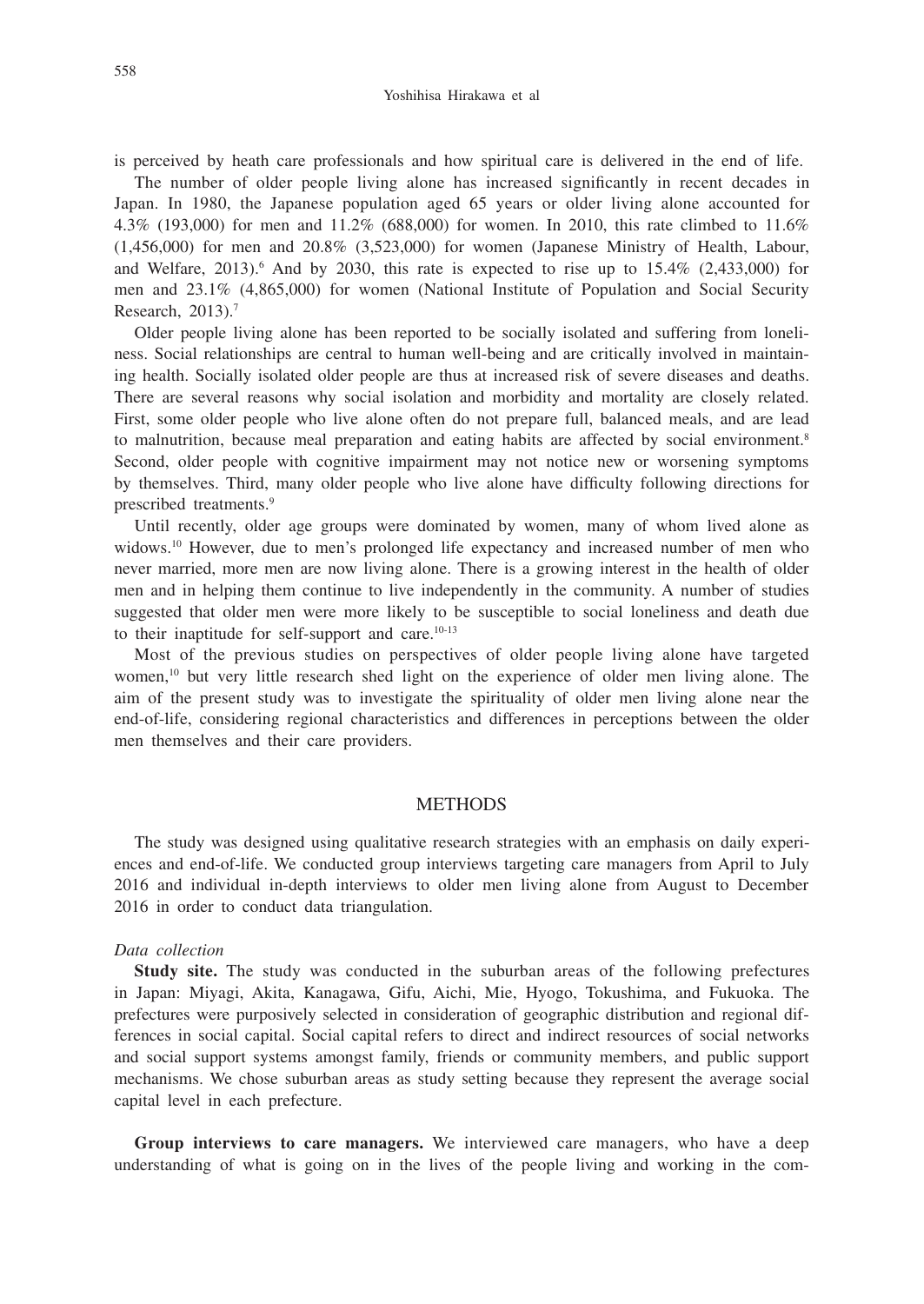is perceived by heath care professionals and how spiritual care is delivered in the end of life.

The number of older people living alone has increased significantly in recent decades in Japan. In 1980, the Japanese population aged 65 years or older living alone accounted for 4.3% (193,000) for men and 11.2% (688,000) for women. In 2010, this rate climbed to 11.6% (1,456,000) for men and 20.8% (3,523,000) for women (Japanese Ministry of Health, Labour, and Welfare, 2013).[6] And by 2030, this rate is expected to rise up to 15.4% (2,433,000) for men and 23.1% (4,865,000) for women (National Institute of Population and Social Security Research, 2013).[7]

Older people living alone has been reported to be socially isolated and suffering from loneliness. Social relationships are central to human well-being and are critically involved in maintaining health. Socially isolated older people are thus at increased risk of severe diseases and deaths. There are several reasons why social isolation and morbidity and mortality are closely related. First, some older people who live alone often do not prepare full, balanced meals, and are lead to malnutrition, because meal preparation and eating habits are affected by social environment.[8] Second, older people with cognitive impairment may not notice new or worsening symptoms by themselves. Third, many older people who live alone have difficulty following directions for prescribed treatments.[9]

Until recently, older age groups were dominated by women, many of whom lived alone as widows.[10] However, due to men's prolonged life expectancy and increased number of men who never married, more men are now living alone. There is a growing interest in the health of older men and in helping them continue to live independently in the community. A number of studies suggested that older men were more likely to be susceptible to social loneliness and death due to their inaptitude for self-support and care.[10-13]

Most of the previous studies on perspectives of older people living alone have targeted women,[10] but very little research shed light on the experience of older men living alone. The aim of the present study was to investigate the spirituality of older men living alone near the end-of-life, considering regional characteristics and differences in perceptions between the older men themselves and their care providers.

## METHODS

The study was designed using qualitative research strategies with an emphasis on daily experiences and end-of-life. We conducted group interviews targeting care managers from April to July 2016 and individual in-depth interviews to older men living alone from August to December 2016 in order to conduct data triangulation.

### *Data collection*

**Study site.** The study was conducted in the suburban areas of the following prefectures in Japan: Miyagi, Akita, Kanagawa, Gifu, Aichi, Mie, Hyogo, Tokushima, and Fukuoka. The prefectures were purposively selected in consideration of geographic distribution and regional differences in social capital. Social capital refers to direct and indirect resources of social networks and social support systems amongst family, friends or community members, and public support mechanisms. We chose suburban areas as study setting because they represent the average social capital level in each prefecture.

**Group interviews to care managers.** We interviewed care managers, who have a deep understanding of what is going on in the lives of the people living and working in the com-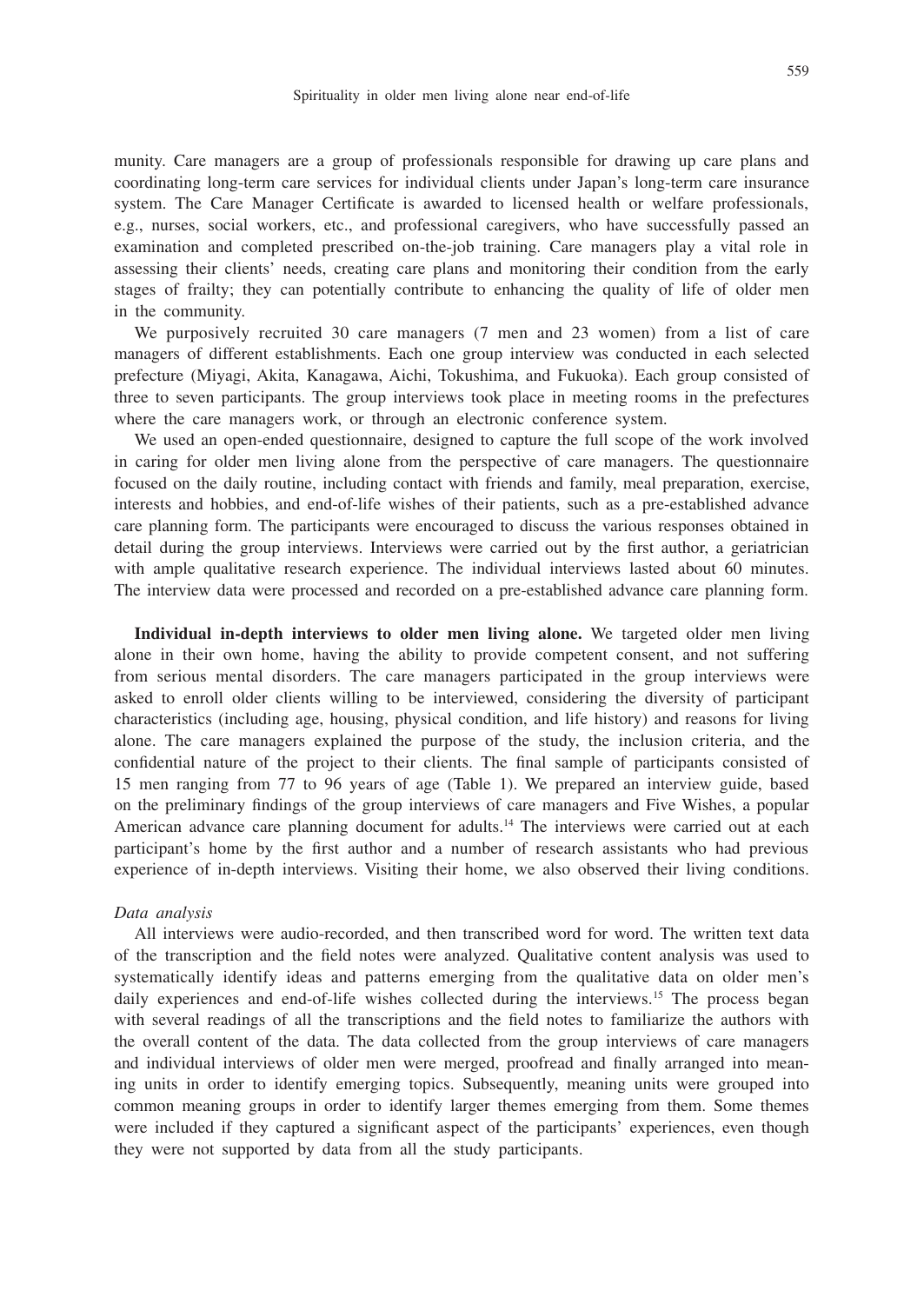munity. Care managers are a group of professionals responsible for drawing up care plans and coordinating long-term care services for individual clients under Japan's long-term care insurance system. The Care Manager Certificate is awarded to licensed health or welfare professionals, e.g., nurses, social workers, etc., and professional caregivers, who have successfully passed an examination and completed prescribed on-the-job training. Care managers play a vital role in assessing their clients' needs, creating care plans and monitoring their condition from the early stages of frailty; they can potentially contribute to enhancing the quality of life of older men in the community.

We purposively recruited 30 care managers (7 men and 23 women) from a list of care managers of different establishments. Each one group interview was conducted in each selected prefecture (Miyagi, Akita, Kanagawa, Aichi, Tokushima, and Fukuoka). Each group consisted of three to seven participants. The group interviews took place in meeting rooms in the prefectures where the care managers work, or through an electronic conference system.

We used an open-ended questionnaire, designed to capture the full scope of the work involved in caring for older men living alone from the perspective of care managers. The questionnaire focused on the daily routine, including contact with friends and family, meal preparation, exercise, interests and hobbies, and end-of-life wishes of their patients, such as a pre-established advance care planning form. The participants were encouraged to discuss the various responses obtained in detail during the group interviews. Interviews were carried out by the first author, a geriatrician with ample qualitative research experience. The individual interviews lasted about 60 minutes. The interview data were processed and recorded on a pre-established advance care planning form.

**Individual in-depth interviews to older men living alone.** We targeted older men living alone in their own home, having the ability to provide competent consent, and not suffering from serious mental disorders. The care managers participated in the group interviews were asked to enroll older clients willing to be interviewed, considering the diversity of participant characteristics (including age, housing, physical condition, and life history) and reasons for living alone. The care managers explained the purpose of the study, the inclusion criteria, and the confidential nature of the project to their clients. The final sample of participants consisted of 15 men ranging from 77 to 96 years of age (Table 1). We prepared an interview guide, based on the preliminary findings of the group interviews of care managers and Five Wishes, a popular American advance care planning document for adults.[14] The interviews were carried out at each participant's home by the first author and a number of research assistants who had previous experience of in-depth interviews. Visiting their home, we also observed their living conditions.

*Data analysis*

All interviews were audio-recorded, and then transcribed word for word. The written text data of the transcription and the field notes were analyzed. Qualitative content analysis was used to systematically identify ideas and patterns emerging from the qualitative data on older men's daily experiences and end-of-life wishes collected during the interviews.[15] The process began with several readings of all the transcriptions and the field notes to familiarize the authors with the overall content of the data. The data collected from the group interviews of care managers and individual interviews of older men were merged, proofread and finally arranged into meaning units in order to identify emerging topics. Subsequently, meaning units were grouped into common meaning groups in order to identify larger themes emerging from them. Some themes were included if they captured a significant aspect of the participants' experiences, even though they were not supported by data from all the study participants.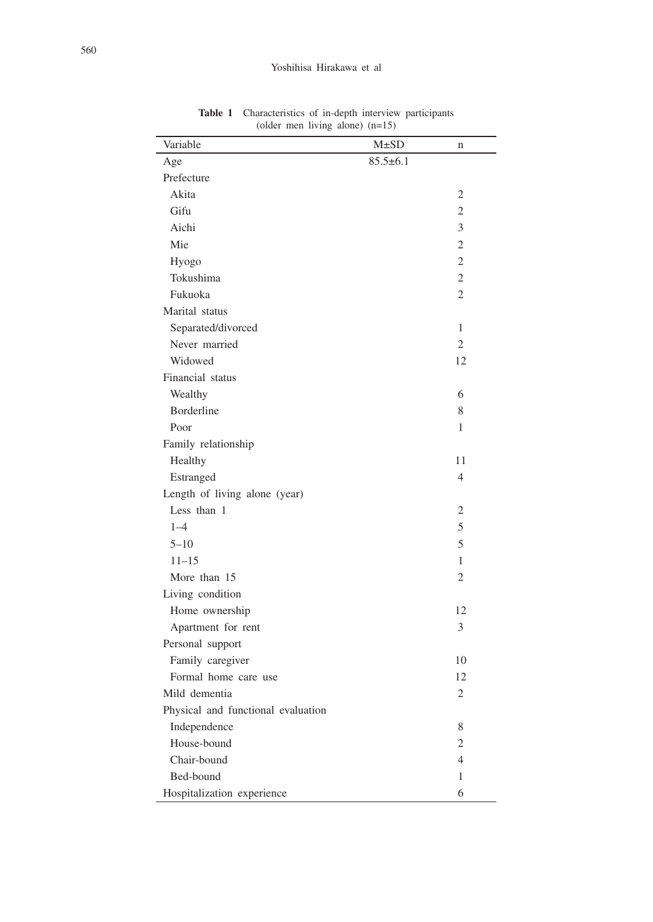**Table 1** Characteristics of in-depth interview participants (older men living alone) (n=15)

| Variable | M±SD | n |
|---|---|---|
| Age | 85.5±6.1 | |
| Prefecture | | |
| Akita | | 2 |
| Gifu | | 2 |
| Aichi | | 3 |
| Mie | | 2 |
| Hyogo | | 2 |
| Tokushima | | 2 |
| Fukuoka | | 2 |
| Marital status | | |
| Separated/divorced | | 1 |
| Never married | | 2 |
| Widowed | | 12 |
| Financial status | | |
| Wealthy | | 6 |
| Borderline | | 8 |
| Poor | | 1 |
| Family relationship | | |
| Healthy | | 11 |
| Estranged | | 4 |
| Length of living alone (year) | | |
| Less than 1 | | 2 |
| 1–4 | | 5 |
| 5–10 | | 5 |
| 11–15 | | 1 |
| More than 15 | | 2 |
| Living condition | | |
| Home ownership | | 12 |
| Apartment for rent | | 3 |
| Personal support | | |
| Family caregiver | | 10 |
| Formal home care use | | 12 |
| Mild dementia | | 2 |
| Physical and functional evaluation | | |
| Independence | | 8 |
| House-bound | | 2 |
| Chair-bound | | 4 |
| Bed-bound | | 1 |
| Hospitalization experience | | 6 |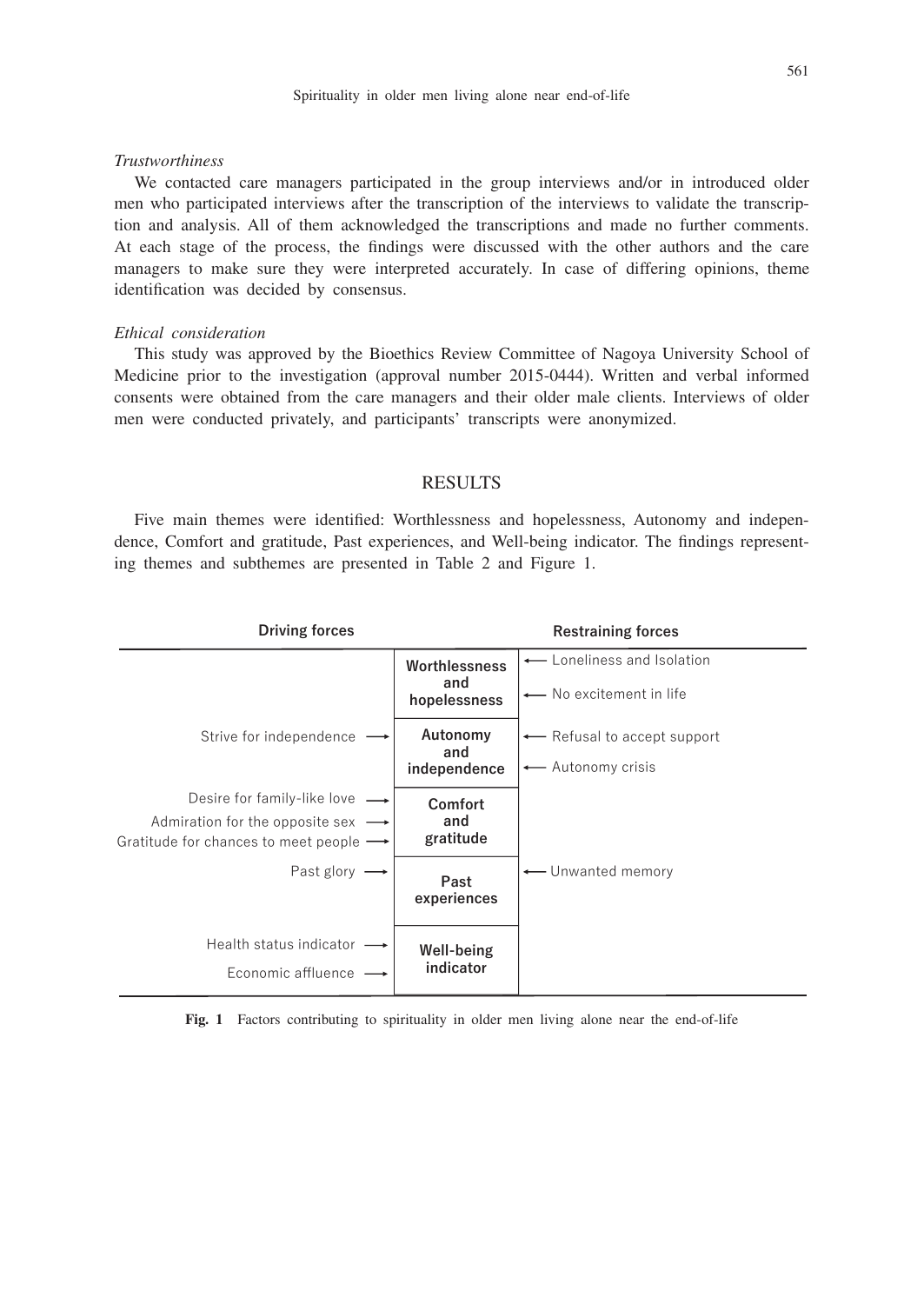*Trustworthiness*

We contacted care managers participated in the group interviews and/or in introduced older men who participated interviews after the transcription of the interviews to validate the transcription and analysis. All of them acknowledged the transcriptions and made no further comments. At each stage of the process, the findings were discussed with the other authors and the care managers to make sure they were interpreted accurately. In case of differing opinions, theme identification was decided by consensus.

*Ethical consideration*

This study was approved by the Bioethics Review Committee of Nagoya University School of Medicine prior to the investigation (approval number 2015-0444). Written and verbal informed consents were obtained from the care managers and their older male clients. Interviews of older men were conducted privately, and participants' transcripts were anonymized.

## RESULTS

Five main themes were identified: Worthlessness and hopelessness, Autonomy and independence, Comfort and gratitude, Past experiences, and Well-being indicator. The findings representing themes and subthemes are presented in Table 2 and Figure 1.

| Driving forces | | Restraining forces |
|---|---|---|
| | **Worthlessness and hopelessness** | ← Loneliness and Isolation<br>← No excitement in life |
| Strive for independence → | **Autonomy and independence** | ← Refusal to accept support<br>← Autonomy crisis |
| Desire for family-like love →<br>Admiration for the opposite sex →<br>Gratitude for chances to meet people → | **Comfort and gratitude** | |
| Past glory → | **Past experiences** | ← Unwanted memory |
| Health status indicator →<br>Economic affluence → | **Well-being indicator** | |

**Fig. 1** Factors contributing to spirituality in older men living alone near the end-of-life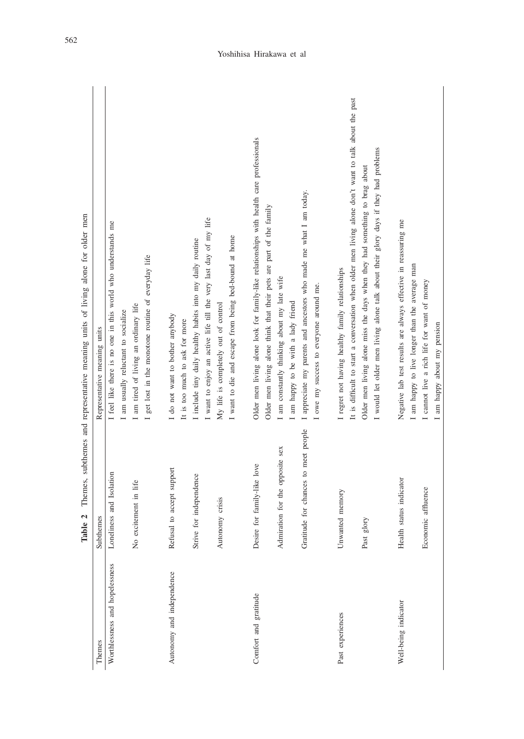**Table 2** Themes, subthemes and representative meaning units of living alone for older men

| Themes | Subthemes | Representative meaning units |
|---|---|---|
| Worthlessness and hopelessness | Loneliness and Isolation | I feel like there is no one in this world who understands me |
| | | I am usually reluctant to socialize |
| | No excitement in life | I am tired of living an ordinary life |
| | | I get lost in the monotone routine of everyday life |
| Autonomy and independence | Refusal to accept support | I do not want to bother anybody |
| | | It is too much to ask for more |
| | Strive for independence | I include tiny daily healthy habits into my daily routine |
| | | I want to enjoy an active life till the very last day of my life |
| | Autonomy crisis | My life is completely out of control |
| | | I want to die and escape from being bed-bound at home |
| Comfort and gratitude | Desire for family-like love | Older men living alone look for family-like relationships with health care professionals |
| | | Older men living alone think that their pets are part of the family |
| | Admiration for the opposite sex | I am constantly thinking about my late wife |
| | | I am happy to be with a lady friend |
| | Gratitude for chances to meet people | I appreciate my parents and ancestors who made me what I am today. |
| | | I owe my success to everyone around me. |
| Past experiences | Unwanted memory | I regret not having healthy family relationships |
| | | It is difficult to start a conversation when older men living alone don't want to talk about the past |
| | Past glory | Older men living alone miss the days when they had something to brag about |
| | | I would let older men living alone talk about their glory days if they had problems |
| Well-being indicator | Health status indicator | Negative lab test results are always effective in reassuring me |
| | | I am happy to live longer than the average man |
| | Economic affluence | I cannot live a rich life for want of money |
| | | I am happy about my pension |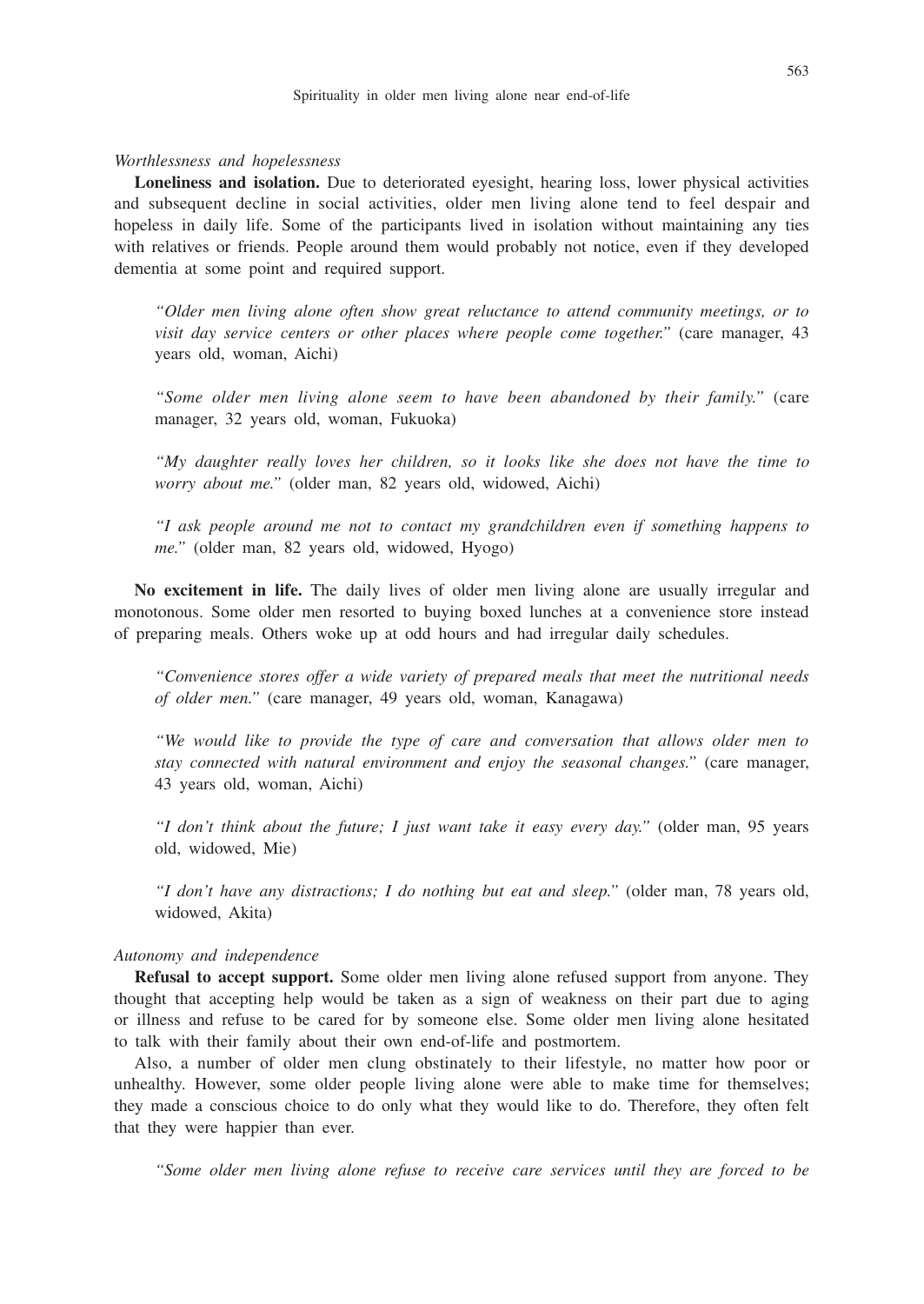*Worthlessness and hopelessness*

**Loneliness and isolation.** Due to deteriorated eyesight, hearing loss, lower physical activities and subsequent decline in social activities, older men living alone tend to feel despair and hopeless in daily life. Some of the participants lived in isolation without maintaining any ties with relatives or friends. People around them would probably not notice, even if they developed dementia at some point and required support.

> *"Older men living alone often show great reluctance to attend community meetings, or to visit day service centers or other places where people come together."* (care manager, 43 years old, woman, Aichi)

> *"Some older men living alone seem to have been abandoned by their family."* (care manager, 32 years old, woman, Fukuoka)

> *"My daughter really loves her children, so it looks like she does not have the time to worry about me."* (older man, 82 years old, widowed, Aichi)

> *"I ask people around me not to contact my grandchildren even if something happens to me."* (older man, 82 years old, widowed, Hyogo)

**No excitement in life.** The daily lives of older men living alone are usually irregular and monotonous. Some older men resorted to buying boxed lunches at a convenience store instead of preparing meals. Others woke up at odd hours and had irregular daily schedules.

> *"Convenience stores offer a wide variety of prepared meals that meet the nutritional needs of older men."* (care manager, 49 years old, woman, Kanagawa)

> *"We would like to provide the type of care and conversation that allows older men to stay connected with natural environment and enjoy the seasonal changes."* (care manager, 43 years old, woman, Aichi)

> *"I don't think about the future; I just want take it easy every day."* (older man, 95 years old, widowed, Mie)

> *"I don't have any distractions; I do nothing but eat and sleep."* (older man, 78 years old, widowed, Akita)

*Autonomy and independence*

**Refusal to accept support.** Some older men living alone refused support from anyone. They thought that accepting help would be taken as a sign of weakness on their part due to aging or illness and refuse to be cared for by someone else. Some older men living alone hesitated to talk with their family about their own end-of-life and postmortem.

Also, a number of older men clung obstinately to their lifestyle, no matter how poor or unhealthy. However, some older people living alone were able to make time for themselves; they made a conscious choice to do only what they would like to do. Therefore, they often felt that they were happier than ever.

> *"Some older men living alone refuse to receive care services until they are forced to be*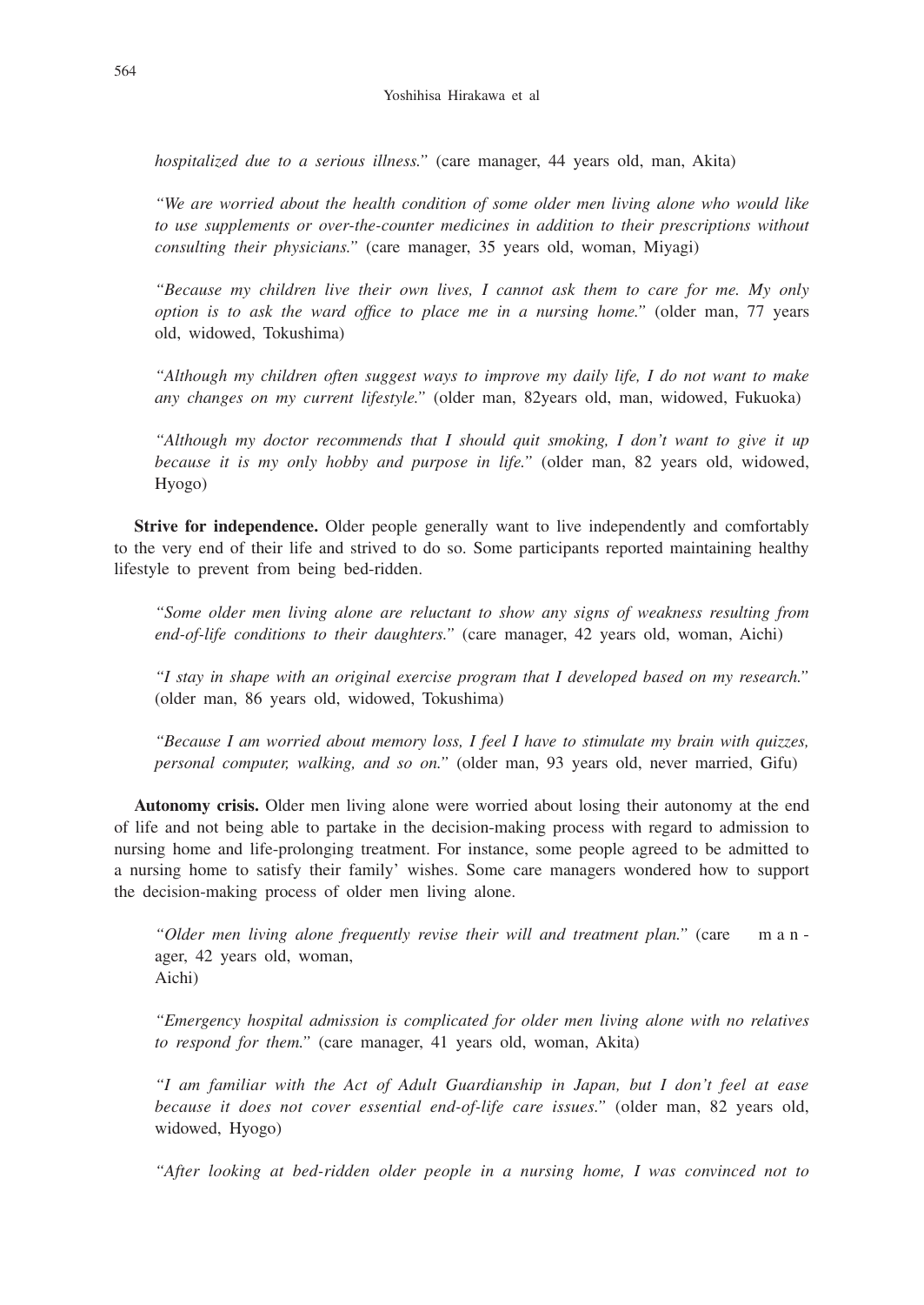*hospitalized due to a serious illness."* (care manager, 44 years old, man, Akita)

*"We are worried about the health condition of some older men living alone who would like to use supplements or over-the-counter medicines in addition to their prescriptions without consulting their physicians."* (care manager, 35 years old, woman, Miyagi)

*"Because my children live their own lives, I cannot ask them to care for me. My only option is to ask the ward office to place me in a nursing home."* (older man, 77 years old, widowed, Tokushima)

*"Although my children often suggest ways to improve my daily life, I do not want to make any changes on my current lifestyle."* (older man, 82years old, man, widowed, Fukuoka)

*"Although my doctor recommends that I should quit smoking, I don't want to give it up because it is my only hobby and purpose in life."* (older man, 82 years old, widowed, Hyogo)

**Strive for independence.** Older people generally want to live independently and comfortably to the very end of their life and strived to do so. Some participants reported maintaining healthy lifestyle to prevent from being bed-ridden.

*"Some older men living alone are reluctant to show any signs of weakness resulting from end-of-life conditions to their daughters."* (care manager, 42 years old, woman, Aichi)

*"I stay in shape with an original exercise program that I developed based on my research."* (older man, 86 years old, widowed, Tokushima)

*"Because I am worried about memory loss, I feel I have to stimulate my brain with quizzes, personal computer, walking, and so on."* (older man, 93 years old, never married, Gifu)

**Autonomy crisis.** Older men living alone were worried about losing their autonomy at the end of life and not being able to partake in the decision-making process with regard to admission to nursing home and life-prolonging treatment. For instance, some people agreed to be admitted to a nursing home to satisfy their family' wishes. Some care managers wondered how to support the decision-making process of older men living alone.

*"Older men living alone frequently revise their will and treatment plan."* (care manager, 42 years old, woman, Aichi)

*"Emergency hospital admission is complicated for older men living alone with no relatives to respond for them."* (care manager, 41 years old, woman, Akita)

*"I am familiar with the Act of Adult Guardianship in Japan, but I don't feel at ease because it does not cover essential end-of-life care issues."* (older man, 82 years old, widowed, Hyogo)

*"After looking at bed-ridden older people in a nursing home, I was convinced not to*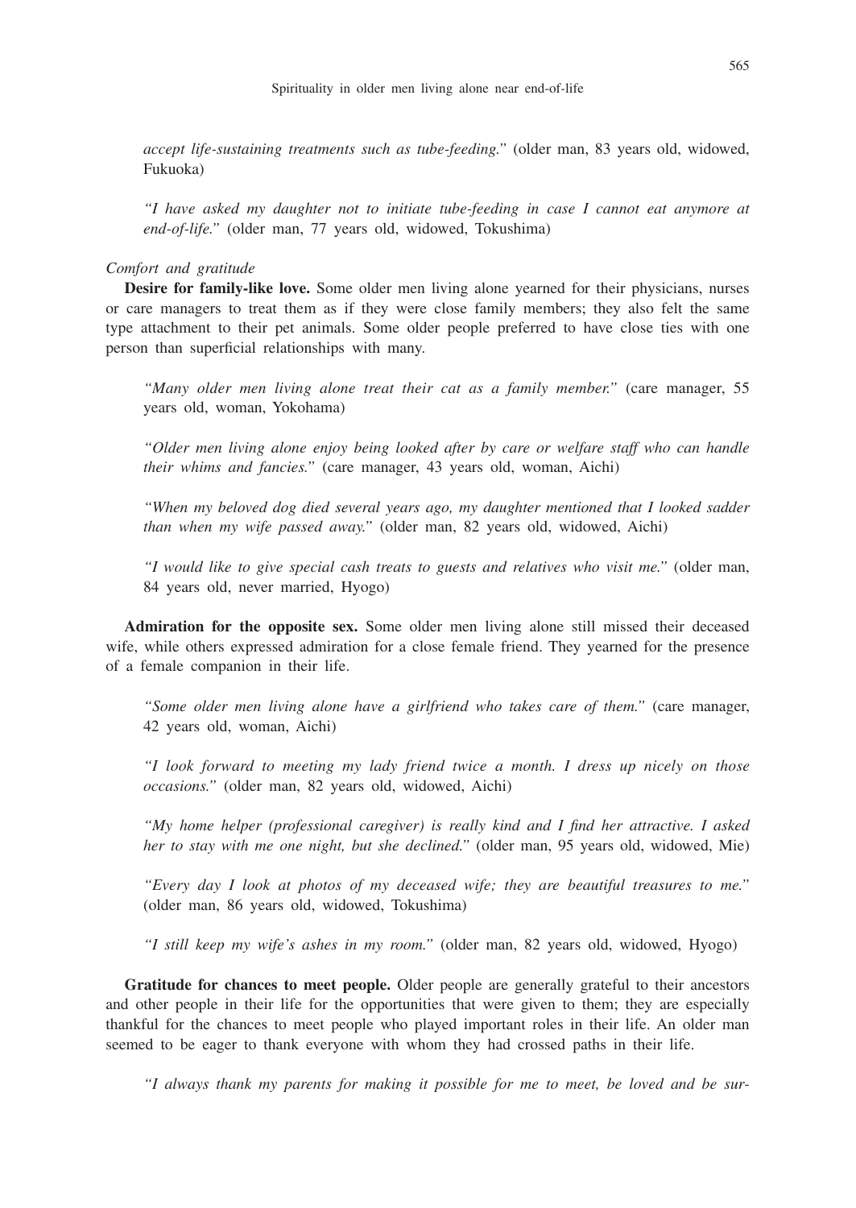*accept life-sustaining treatments such as tube-feeding."* (older man, 83 years old, widowed, Fukuoka)

*"I have asked my daughter not to initiate tube-feeding in case I cannot eat anymore at end-of-life."* (older man, 77 years old, widowed, Tokushima)

*Comfort and gratitude*

**Desire for family-like love.** Some older men living alone yearned for their physicians, nurses or care managers to treat them as if they were close family members; they also felt the same type attachment to their pet animals. Some older people preferred to have close ties with one person than superficial relationships with many.

*"Many older men living alone treat their cat as a family member."* (care manager, 55 years old, woman, Yokohama)

*"Older men living alone enjoy being looked after by care or welfare staff who can handle their whims and fancies."* (care manager, 43 years old, woman, Aichi)

*"When my beloved dog died several years ago, my daughter mentioned that I looked sadder than when my wife passed away."* (older man, 82 years old, widowed, Aichi)

*"I would like to give special cash treats to guests and relatives who visit me."* (older man, 84 years old, never married, Hyogo)

**Admiration for the opposite sex.** Some older men living alone still missed their deceased wife, while others expressed admiration for a close female friend. They yearned for the presence of a female companion in their life.

*"Some older men living alone have a girlfriend who takes care of them."* (care manager, 42 years old, woman, Aichi)

*"I look forward to meeting my lady friend twice a month. I dress up nicely on those occasions."* (older man, 82 years old, widowed, Aichi)

*"My home helper (professional caregiver) is really kind and I find her attractive. I asked her to stay with me one night, but she declined."* (older man, 95 years old, widowed, Mie)

*"Every day I look at photos of my deceased wife; they are beautiful treasures to me."* (older man, 86 years old, widowed, Tokushima)

*"I still keep my wife's ashes in my room."* (older man, 82 years old, widowed, Hyogo)

**Gratitude for chances to meet people.** Older people are generally grateful to their ancestors and other people in their life for the opportunities that were given to them; they are especially thankful for the chances to meet people who played important roles in their life. An older man seemed to be eager to thank everyone with whom they had crossed paths in their life.

*"I always thank my parents for making it possible for me to meet, be loved and be sur-*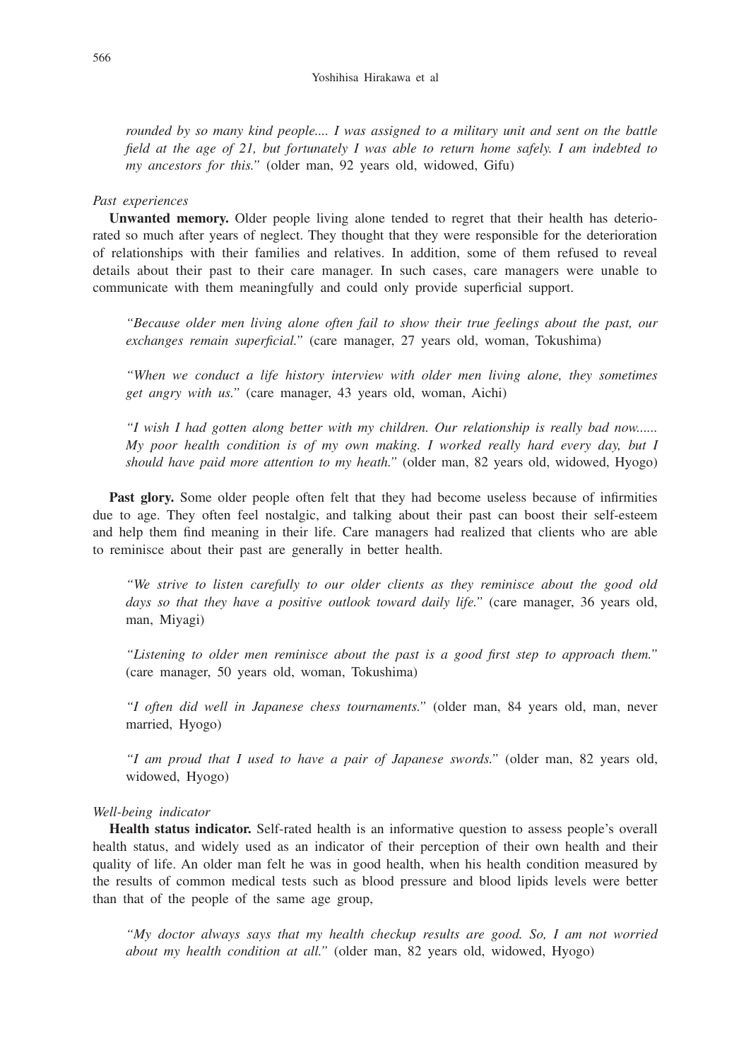*rounded by so many kind people.... I was assigned to a military unit and sent on the battle field at the age of 21, but fortunately I was able to return home safely. I am indebted to my ancestors for this."* (older man, 92 years old, widowed, Gifu)

*Past experiences*

**Unwanted memory.** Older people living alone tended to regret that their health has deteriorated so much after years of neglect. They thought that they were responsible for the deterioration of relationships with their families and relatives. In addition, some of them refused to reveal details about their past to their care manager. In such cases, care managers were unable to communicate with them meaningfully and could only provide superficial support.

> *"Because older men living alone often fail to show their true feelings about the past, our exchanges remain superficial."* (care manager, 27 years old, woman, Tokushima)

> *"When we conduct a life history interview with older men living alone, they sometimes get angry with us."* (care manager, 43 years old, woman, Aichi)

> *"I wish I had gotten along better with my children. Our relationship is really bad now...... My poor health condition is of my own making. I worked really hard every day, but I should have paid more attention to my heath."* (older man, 82 years old, widowed, Hyogo)

**Past glory.** Some older people often felt that they had become useless because of infirmities due to age. They often feel nostalgic, and talking about their past can boost their self-esteem and help them find meaning in their life. Care managers had realized that clients who are able to reminisce about their past are generally in better health.

> *"We strive to listen carefully to our older clients as they reminisce about the good old days so that they have a positive outlook toward daily life."* (care manager, 36 years old, man, Miyagi)

> *"Listening to older men reminisce about the past is a good first step to approach them."* (care manager, 50 years old, woman, Tokushima)

> *"I often did well in Japanese chess tournaments."* (older man, 84 years old, man, never married, Hyogo)

> *"I am proud that I used to have a pair of Japanese swords."* (older man, 82 years old, widowed, Hyogo)

*Well-being indicator*

**Health status indicator.** Self-rated health is an informative question to assess people's overall health status, and widely used as an indicator of their perception of their own health and their quality of life. An older man felt he was in good health, when his health condition measured by the results of common medical tests such as blood pressure and blood lipids levels were better than that of the people of the same age group,

> *"My doctor always says that my health checkup results are good. So, I am not worried about my health condition at all."* (older man, 82 years old, widowed, Hyogo)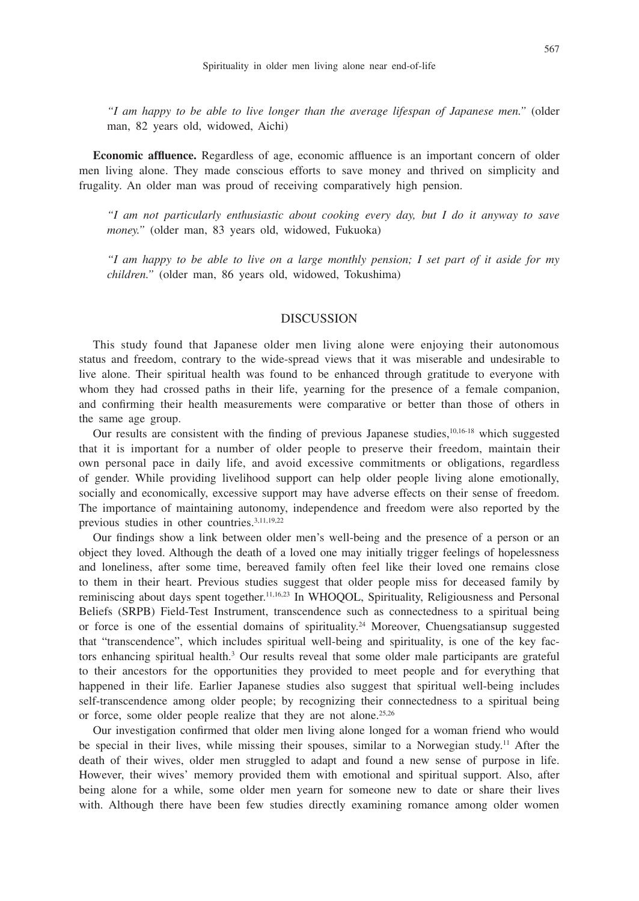*"I am happy to be able to live longer than the average lifespan of Japanese men."* (older man, 82 years old, widowed, Aichi)

**Economic affluence.** Regardless of age, economic affluence is an important concern of older men living alone. They made conscious efforts to save money and thrived on simplicity and frugality. An older man was proud of receiving comparatively high pension.

*"I am not particularly enthusiastic about cooking every day, but I do it anyway to save money."* (older man, 83 years old, widowed, Fukuoka)

*"I am happy to be able to live on a large monthly pension; I set part of it aside for my children."* (older man, 86 years old, widowed, Tokushima)

## DISCUSSION

This study found that Japanese older men living alone were enjoying their autonomous status and freedom, contrary to the wide-spread views that it was miserable and undesirable to live alone. Their spiritual health was found to be enhanced through gratitude to everyone with whom they had crossed paths in their life, yearning for the presence of a female companion, and confirming their health measurements were comparative or better than those of others in the same age group.

Our results are consistent with the finding of previous Japanese studies,[10,16-18] which suggested that it is important for a number of older people to preserve their freedom, maintain their own personal pace in daily life, and avoid excessive commitments or obligations, regardless of gender. While providing livelihood support can help older people living alone emotionally, socially and economically, excessive support may have adverse effects on their sense of freedom. The importance of maintaining autonomy, independence and freedom were also reported by the previous studies in other countries.[3,11,19,22]

Our findings show a link between older men's well-being and the presence of a person or an object they loved. Although the death of a loved one may initially trigger feelings of hopelessness and loneliness, after some time, bereaved family often feel like their loved one remains close to them in their heart. Previous studies suggest that older people miss for deceased family by reminiscing about days spent together.[11,16,23] In WHOQOL, Spirituality, Religiousness and Personal Beliefs (SRPB) Field-Test Instrument, transcendence such as connectedness to a spiritual being or force is one of the essential domains of spirituality.[24] Moreover, Chuengsatiansup suggested that "transcendence", which includes spiritual well-being and spirituality, is one of the key factors enhancing spiritual health.[3] Our results reveal that some older male participants are grateful to their ancestors for the opportunities they provided to meet people and for everything that happened in their life. Earlier Japanese studies also suggest that spiritual well-being includes self-transcendence among older people; by recognizing their connectedness to a spiritual being or force, some older people realize that they are not alone.[25,26]

Our investigation confirmed that older men living alone longed for a woman friend who would be special in their lives, while missing their spouses, similar to a Norwegian study.[11] After the death of their wives, older men struggled to adapt and found a new sense of purpose in life. However, their wives' memory provided them with emotional and spiritual support. Also, after being alone for a while, some older men yearn for someone new to date or share their lives with. Although there have been few studies directly examining romance among older women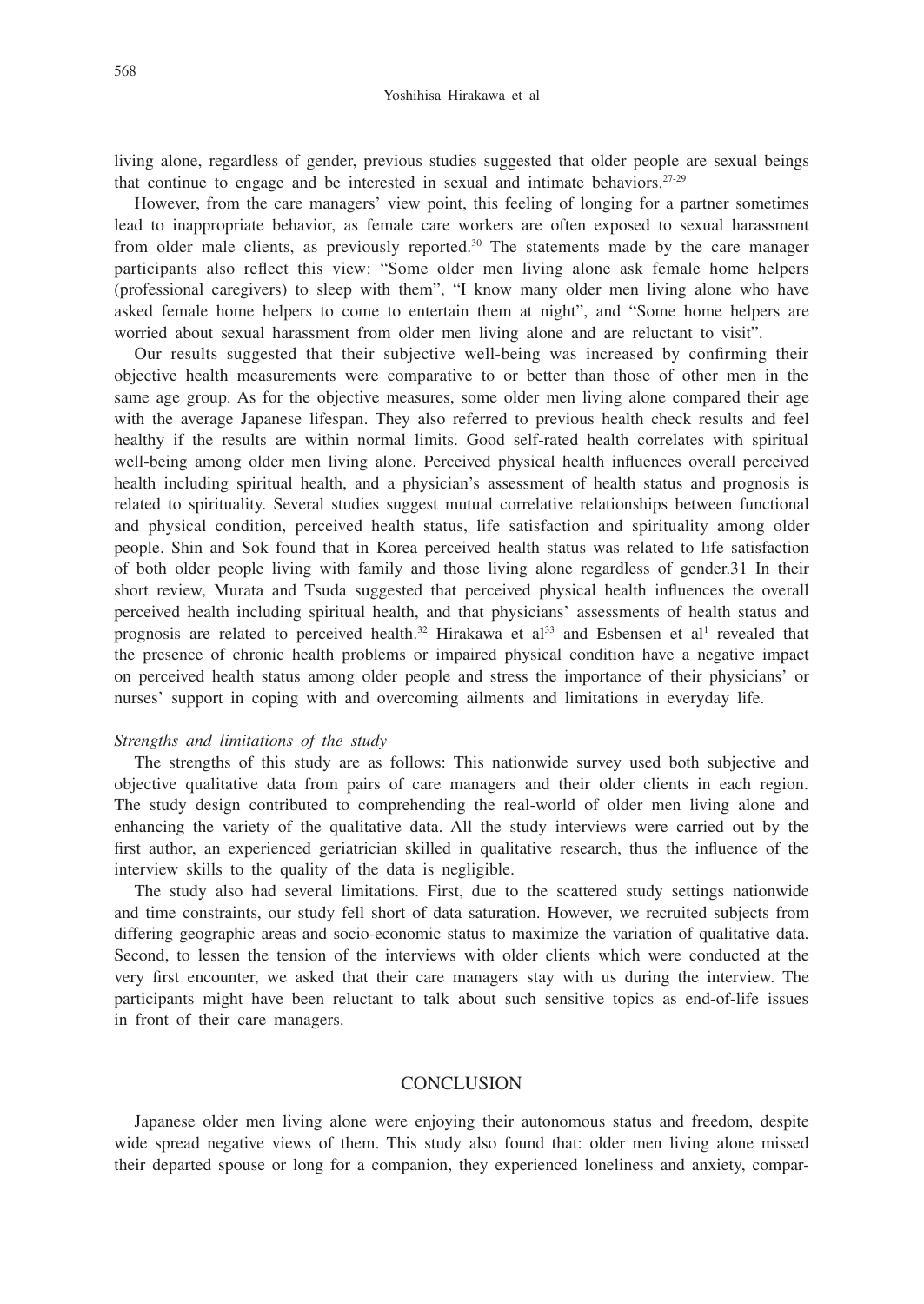living alone, regardless of gender, previous studies suggested that older people are sexual beings that continue to engage and be interested in sexual and intimate behaviors.[27-29]

However, from the care managers' view point, this feeling of longing for a partner sometimes lead to inappropriate behavior, as female care workers are often exposed to sexual harassment from older male clients, as previously reported.[30] The statements made by the care manager participants also reflect this view: "Some older men living alone ask female home helpers (professional caregivers) to sleep with them", "I know many older men living alone who have asked female home helpers to come to entertain them at night", and "Some home helpers are worried about sexual harassment from older men living alone and are reluctant to visit".

Our results suggested that their subjective well-being was increased by confirming their objective health measurements were comparative to or better than those of other men in the same age group. As for the objective measures, some older men living alone compared their age with the average Japanese lifespan. They also referred to previous health check results and feel healthy if the results are within normal limits. Good self-rated health correlates with spiritual well-being among older men living alone. Perceived physical health influences overall perceived health including spiritual health, and a physician's assessment of health status and prognosis is related to spirituality. Several studies suggest mutual correlative relationships between functional and physical condition, perceived health status, life satisfaction and spirituality among older people. Shin and Sok found that in Korea perceived health status was related to life satisfaction of both older people living with family and those living alone regardless of gender.31 In their short review, Murata and Tsuda suggested that perceived physical health influences the overall perceived health including spiritual health, and that physicians' assessments of health status and prognosis are related to perceived health.[32] Hirakawa et al[33] and Esbensen et al[1] revealed that the presence of chronic health problems or impaired physical condition have a negative impact on perceived health status among older people and stress the importance of their physicians' or nurses' support in coping with and overcoming ailments and limitations in everyday life.

*Strengths and limitations of the study*

The strengths of this study are as follows: This nationwide survey used both subjective and objective qualitative data from pairs of care managers and their older clients in each region. The study design contributed to comprehending the real-world of older men living alone and enhancing the variety of the qualitative data. All the study interviews were carried out by the first author, an experienced geriatrician skilled in qualitative research, thus the influence of the interview skills to the quality of the data is negligible.

The study also had several limitations. First, due to the scattered study settings nationwide and time constraints, our study fell short of data saturation. However, we recruited subjects from differing geographic areas and socio-economic status to maximize the variation of qualitative data. Second, to lessen the tension of the interviews with older clients which were conducted at the very first encounter, we asked that their care managers stay with us during the interview. The participants might have been reluctant to talk about such sensitive topics as end-of-life issues in front of their care managers.

## CONCLUSION

Japanese older men living alone were enjoying their autonomous status and freedom, despite wide spread negative views of them. This study also found that: older men living alone missed their departed spouse or long for a companion, they experienced loneliness and anxiety, compar-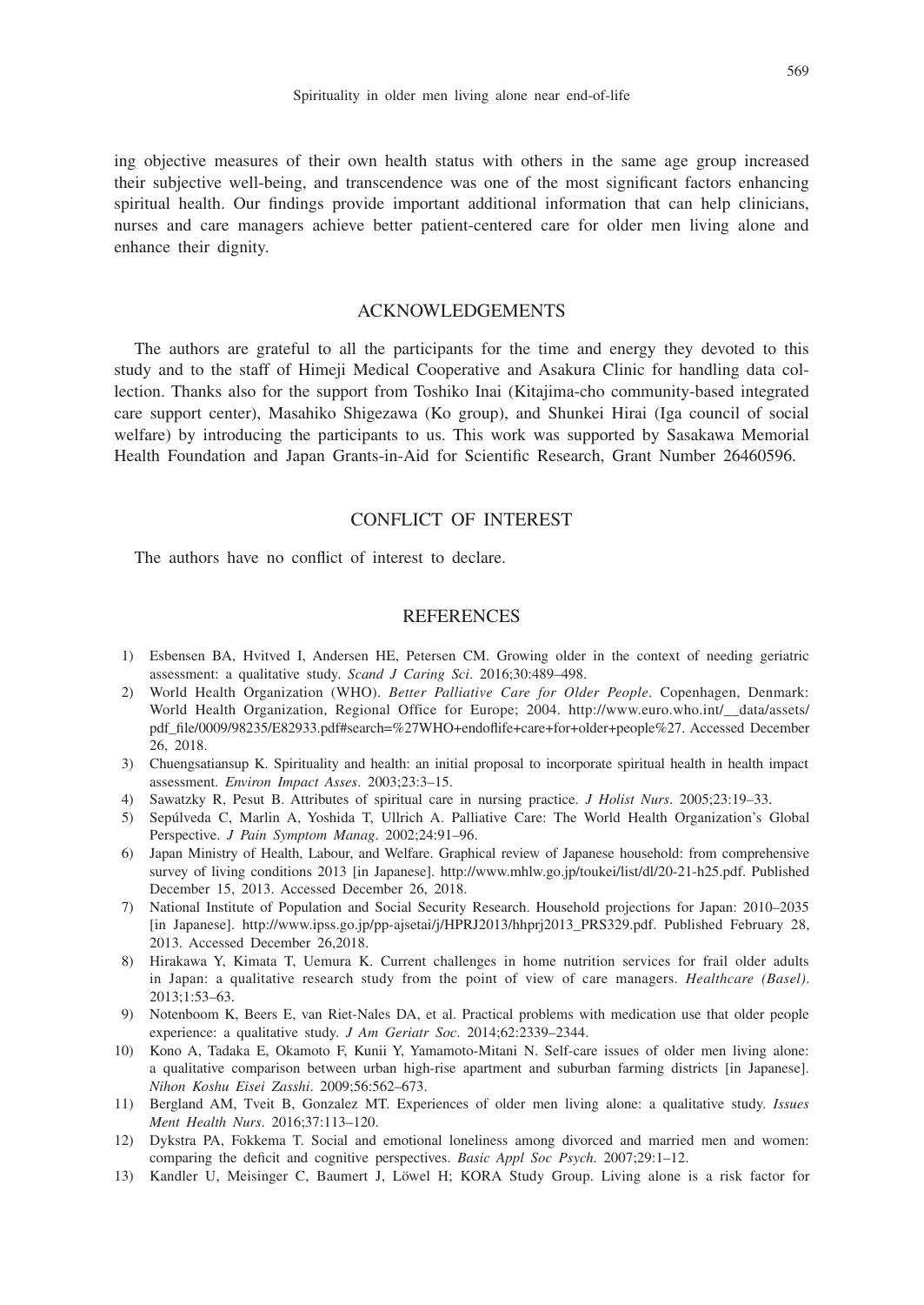ing objective measures of their own health status with others in the same age group increased their subjective well-being, and transcendence was one of the most significant factors enhancing spiritual health. Our findings provide important additional information that can help clinicians, nurses and care managers achieve better patient-centered care for older men living alone and enhance their dignity.

## ACKNOWLEDGEMENTS

The authors are grateful to all the participants for the time and energy they devoted to this study and to the staff of Himeji Medical Cooperative and Asakura Clinic for handling data collection. Thanks also for the support from Toshiko Inai (Kitajima-cho community-based integrated care support center), Masahiko Shigezawa (Ko group), and Shunkei Hirai (Iga council of social welfare) by introducing the participants to us. This work was supported by Sasakawa Memorial Health Foundation and Japan Grants-in-Aid for Scientific Research, Grant Number 26460596.

## CONFLICT OF INTEREST

The authors have no conflict of interest to declare.

## REFERENCES

1) Esbensen BA, Hvitved I, Andersen HE, Petersen CM. Growing older in the context of needing geriatric assessment: a qualitative study. *Scand J Caring Sci*. 2016;30:489–498.
2) World Health Organization (WHO). *Better Palliative Care for Older People*. Copenhagen, Denmark: World Health Organization, Regional Office for Europe; 2004. http://www.euro.who.int/__data/assets/pdf_file/0009/98235/E82933.pdf#search=%27WHO+endoflife+care+for+older+people%27. Accessed December 26, 2018.
3) Chuengsatiansup K. Spirituality and health: an initial proposal to incorporate spiritual health in health impact assessment. *Environ Impact Asses*. 2003;23:3–15.
4) Sawatzky R, Pesut B. Attributes of spiritual care in nursing practice. *J Holist Nurs*. 2005;23:19–33.
5) Sepúlveda C, Marlin A, Yoshida T, Ullrich A. Palliative Care: The World Health Organization's Global Perspective. *J Pain Symptom Manag*. 2002;24:91–96.
6) Japan Ministry of Health, Labour, and Welfare. Graphical review of Japanese household: from comprehensive survey of living conditions 2013 [in Japanese]. http://www.mhlw.go.jp/toukei/list/dl/20-21-h25.pdf. Published December 15, 2013. Accessed December 26, 2018.
7) National Institute of Population and Social Security Research. Household projections for Japan: 2010–2035 [in Japanese]. http://www.ipss.go.jp/pp-ajsetai/j/HPRJ2013/hhprj2013_PRS329.pdf. Published February 28, 2013. Accessed December 26,2018.
8) Hirakawa Y, Kimata T, Uemura K. Current challenges in home nutrition services for frail older adults in Japan: a qualitative research study from the point of view of care managers. *Healthcare (Basel)*. 2013;1:53–63.
9) Notenboom K, Beers E, van Riet-Nales DA, et al. Practical problems with medication use that older people experience: a qualitative study. *J Am Geriatr Soc*. 2014;62:2339–2344.
10) Kono A, Tadaka E, Okamoto F, Kunii Y, Yamamoto-Mitani N. Self-care issues of older men living alone: a qualitative comparison between urban high-rise apartment and suburban farming districts [in Japanese]. *Nihon Koshu Eisei Zasshi*. 2009;56:562–673.
11) Bergland AM, Tveit B, Gonzalez MT. Experiences of older men living alone: a qualitative study. *Issues Ment Health Nurs*. 2016;37:113–120.
12) Dykstra PA, Fokkema T. Social and emotional loneliness among divorced and married men and women: comparing the deficit and cognitive perspectives. *Basic Appl Soc Psych*. 2007;29:1–12.
13) Kandler U, Meisinger C, Baumert J, Löwel H; KORA Study Group. Living alone is a risk factor for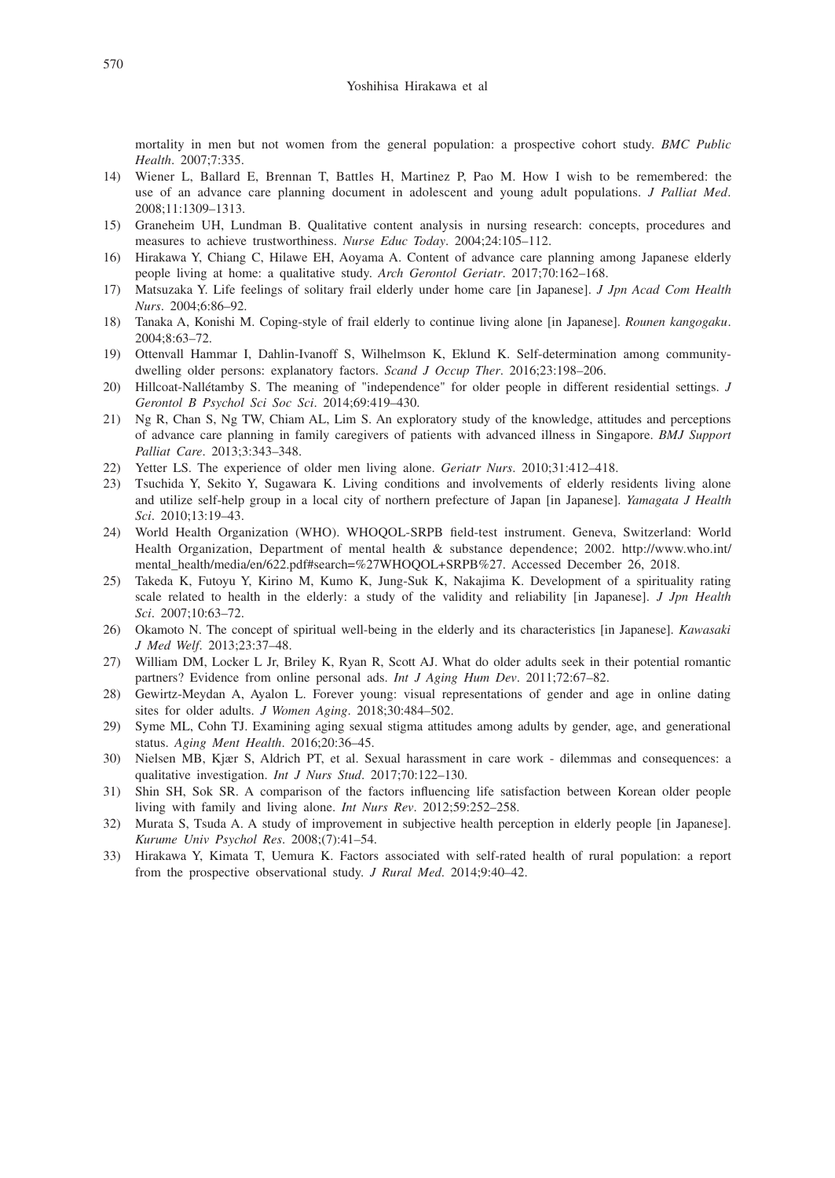mortality in men but not women from the general population: a prospective cohort study. *BMC Public Health*. 2007;7:335.

14) Wiener L, Ballard E, Brennan T, Battles H, Martinez P, Pao M. How I wish to be remembered: the use of an advance care planning document in adolescent and young adult populations. *J Palliat Med*. 2008;11:1309–1313.
15) Graneheim UH, Lundman B. Qualitative content analysis in nursing research: concepts, procedures and measures to achieve trustworthiness. *Nurse Educ Today*. 2004;24:105–112.
16) Hirakawa Y, Chiang C, Hilawe EH, Aoyama A. Content of advance care planning among Japanese elderly people living at home: a qualitative study. *Arch Gerontol Geriatr*. 2017;70:162–168.
17) Matsuzaka Y. Life feelings of solitary frail elderly under home care [in Japanese]. *J Jpn Acad Com Health Nurs*. 2004;6:86–92.
18) Tanaka A, Konishi M. Coping-style of frail elderly to continue living alone [in Japanese]. *Rounen kangogaku*. 2004;8:63–72.
19) Ottenvall Hammar I, Dahlin-Ivanoff S, Wilhelmson K, Eklund K. Self-determination among community-dwelling older persons: explanatory factors. *Scand J Occup Ther*. 2016;23:198–206.
20) Hillcoat-Nallétamby S. The meaning of "independence" for older people in different residential settings. *J Gerontol B Psychol Sci Soc Sci*. 2014;69:419–430.
21) Ng R, Chan S, Ng TW, Chiam AL, Lim S. An exploratory study of the knowledge, attitudes and perceptions of advance care planning in family caregivers of patients with advanced illness in Singapore. *BMJ Support Palliat Care*. 2013;3:343–348.
22) Yetter LS. The experience of older men living alone. *Geriatr Nurs*. 2010;31:412–418.
23) Tsuchida Y, Sekito Y, Sugawara K. Living conditions and involvements of elderly residents living alone and utilize self-help group in a local city of northern prefecture of Japan [in Japanese]. *Yamagata J Health Sci*. 2010;13:19–43.
24) World Health Organization (WHO). WHOQOL-SRPB field-test instrument. Geneva, Switzerland: World Health Organization, Department of mental health & substance dependence; 2002. http://www.who.int/mental_health/media/en/622.pdf#search=%27WHOQOL+SRPB%27. Accessed December 26, 2018.
25) Takeda K, Futoyu Y, Kirino M, Kumo K, Jung-Suk K, Nakajima K. Development of a spirituality rating scale related to health in the elderly: a study of the validity and reliability [in Japanese]. *J Jpn Health Sci*. 2007;10:63–72.
26) Okamoto N. The concept of spiritual well-being in the elderly and its characteristics [in Japanese]. *Kawasaki J Med Welf*. 2013;23:37–48.
27) William DM, Locker L Jr, Briley K, Ryan R, Scott AJ. What do older adults seek in their potential romantic partners? Evidence from online personal ads. *Int J Aging Hum Dev*. 2011;72:67–82.
28) Gewirtz-Meydan A, Ayalon L. Forever young: visual representations of gender and age in online dating sites for older adults. *J Women Aging*. 2018;30:484–502.
29) Syme ML, Cohn TJ. Examining aging sexual stigma attitudes among adults by gender, age, and generational status. *Aging Ment Health*. 2016;20:36–45.
30) Nielsen MB, Kjær S, Aldrich PT, et al. Sexual harassment in care work - dilemmas and consequences: a qualitative investigation. *Int J Nurs Stud*. 2017;70:122–130.
31) Shin SH, Sok SR. A comparison of the factors influencing life satisfaction between Korean older people living with family and living alone. *Int Nurs Rev*. 2012;59:252–258.
32) Murata S, Tsuda A. A study of improvement in subjective health perception in elderly people [in Japanese]. *Kurume Univ Psychol Res*. 2008;(7):41–54.
33) Hirakawa Y, Kimata T, Uemura K. Factors associated with self-rated health of rural population: a report from the prospective observational study. *J Rural Med*. 2014;9:40–42.